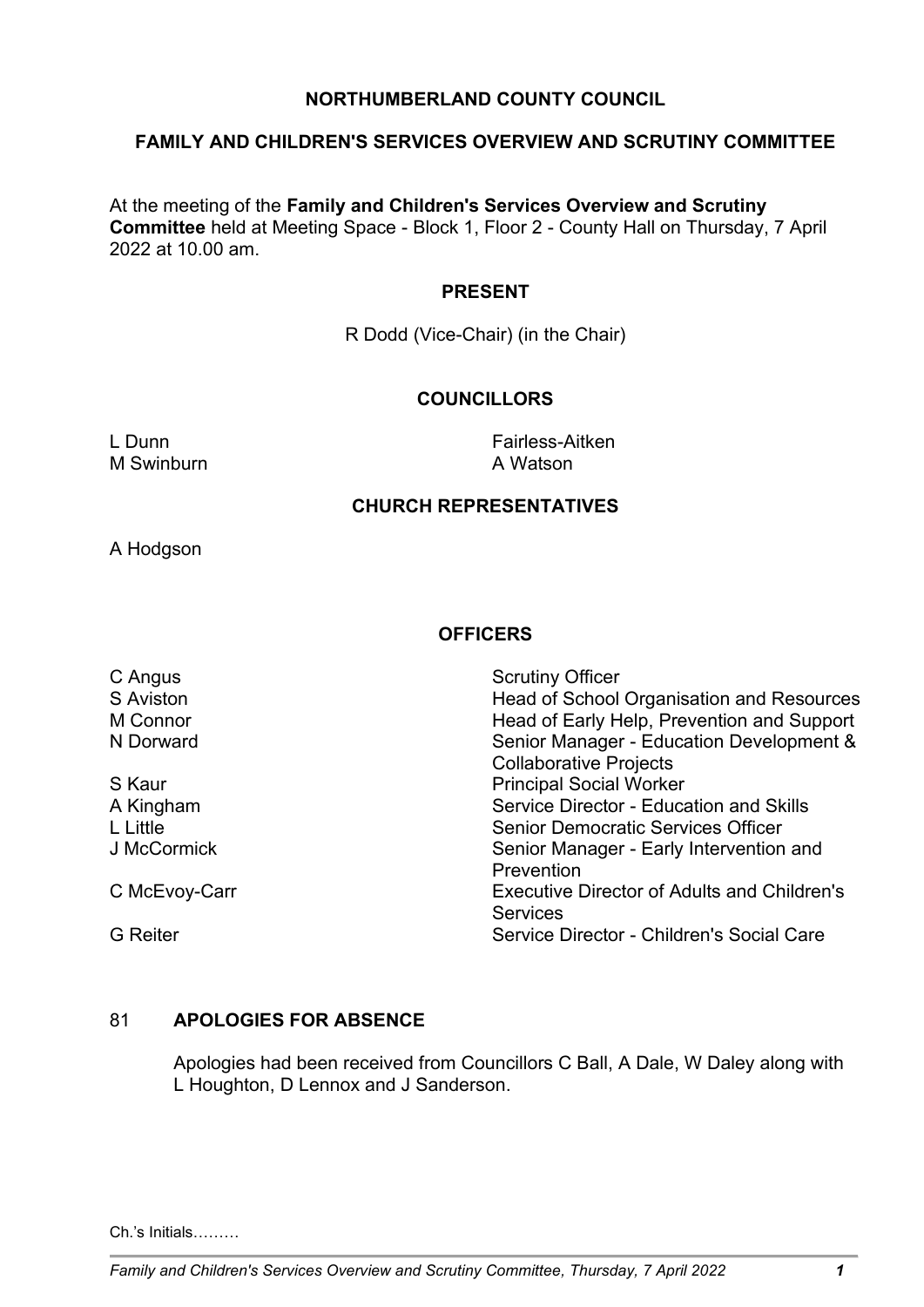# NORTHUMBERLAND COUNTY COUNCIL

## FAMILY AND CHILDREN'S SERVICES OVERVIEW AND SCRUTINY COMMITTEE

At the meeting of the **Family and Children's Services Overview and Scrutiny Committee** held at Meeting Space - Block 1, Floor 2 - County Hall on Thursday, 7 April 2022 at 10.00 am.

### PRESENT

R Dodd (Vice-Chair) (in the Chair)

### COUNCILLORS

L Dunn
Fairless-Aitken
M Swinburn
A Watson

### CHURCH REPRESENTATIVES

A Hodgson

### OFFICERS

| | |
|---|---|
| C Angus | Scrutiny Officer |
| S Aviston | Head of School Organisation and Resources |
| M Connor | Head of Early Help, Prevention and Support |
| N Dorward | Senior Manager - Education Development & Collaborative Projects |
| S Kaur | Principal Social Worker |
| A Kingham | Service Director - Education and Skills |
| L Little | Senior Democratic Services Officer |
| J McCormick | Senior Manager - Early Intervention and Prevention |
| C McEvoy-Carr | Executive Director of Adults and Children's Services |
| G Reiter | Service Director - Children's Social Care |

### 81 APOLOGIES FOR ABSENCE

Apologies had been received from Councillors C Ball, A Dale, W Daley along with L Houghton, D Lennox and J Sanderson.

Ch.'s Initials………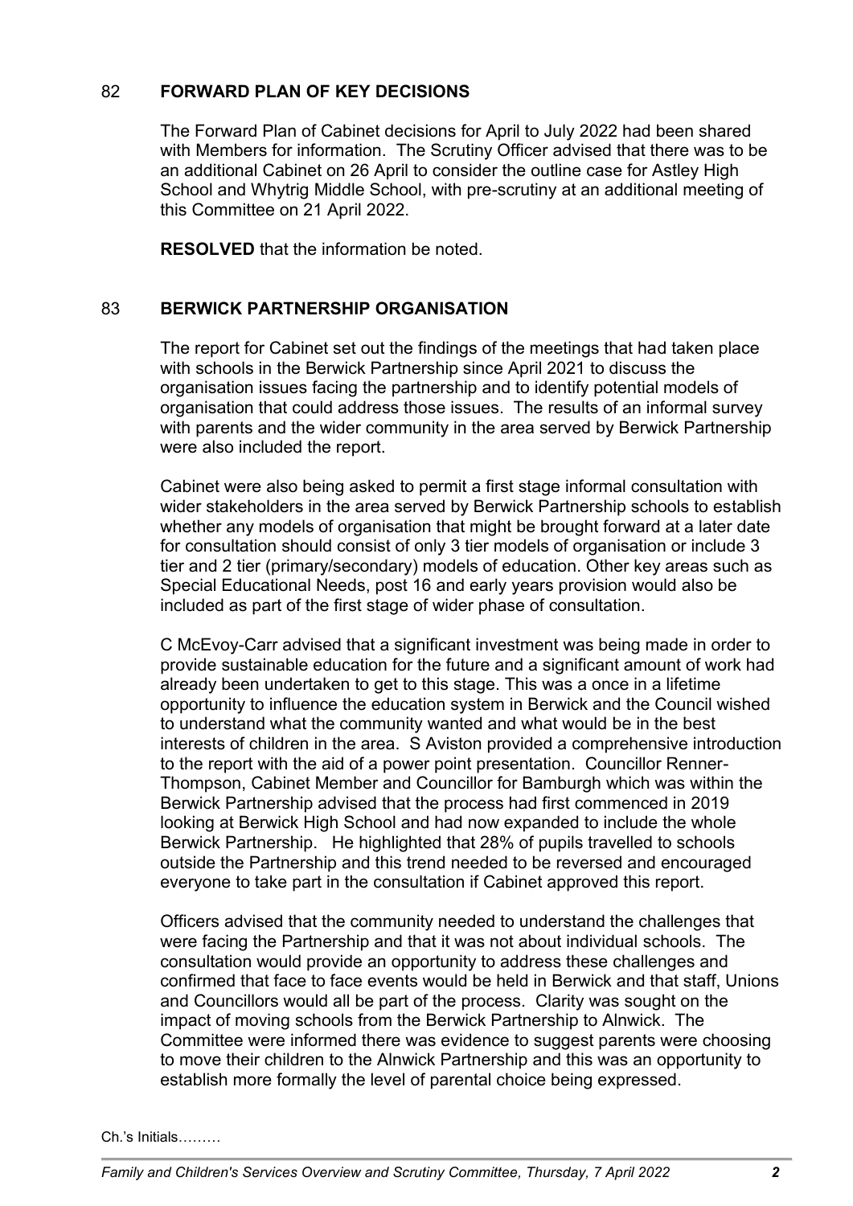## 82 FORWARD PLAN OF KEY DECISIONS

The Forward Plan of Cabinet decisions for April to July 2022 had been shared with Members for information. The Scrutiny Officer advised that there was to be an additional Cabinet on 26 April to consider the outline case for Astley High School and Whytrig Middle School, with pre-scrutiny at an additional meeting of this Committee on 21 April 2022.

**RESOLVED** that the information be noted.

## 83 BERWICK PARTNERSHIP ORGANISATION

The report for Cabinet set out the findings of the meetings that had taken place with schools in the Berwick Partnership since April 2021 to discuss the organisation issues facing the partnership and to identify potential models of organisation that could address those issues. The results of an informal survey with parents and the wider community in the area served by Berwick Partnership were also included the report.

Cabinet were also being asked to permit a first stage informal consultation with wider stakeholders in the area served by Berwick Partnership schools to establish whether any models of organisation that might be brought forward at a later date for consultation should consist of only 3 tier models of organisation or include 3 tier and 2 tier (primary/secondary) models of education. Other key areas such as Special Educational Needs, post 16 and early years provision would also be included as part of the first stage of wider phase of consultation.

C McEvoy-Carr advised that a significant investment was being made in order to provide sustainable education for the future and a significant amount of work had already been undertaken to get to this stage. This was a once in a lifetime opportunity to influence the education system in Berwick and the Council wished to understand what the community wanted and what would be in the best interests of children in the area. S Aviston provided a comprehensive introduction to the report with the aid of a power point presentation. Councillor Renner-Thompson, Cabinet Member and Councillor for Bamburgh which was within the Berwick Partnership advised that the process had first commenced in 2019 looking at Berwick High School and had now expanded to include the whole Berwick Partnership. He highlighted that 28% of pupils travelled to schools outside the Partnership and this trend needed to be reversed and encouraged everyone to take part in the consultation if Cabinet approved this report.

Officers advised that the community needed to understand the challenges that were facing the Partnership and that it was not about individual schools. The consultation would provide an opportunity to address these challenges and confirmed that face to face events would be held in Berwick and that staff, Unions and Councillors would all be part of the process. Clarity was sought on the impact of moving schools from the Berwick Partnership to Alnwick. The Committee were informed there was evidence to suggest parents were choosing to move their children to the Alnwick Partnership and this was an opportunity to establish more formally the level of parental choice being expressed.

Ch.'s Initials………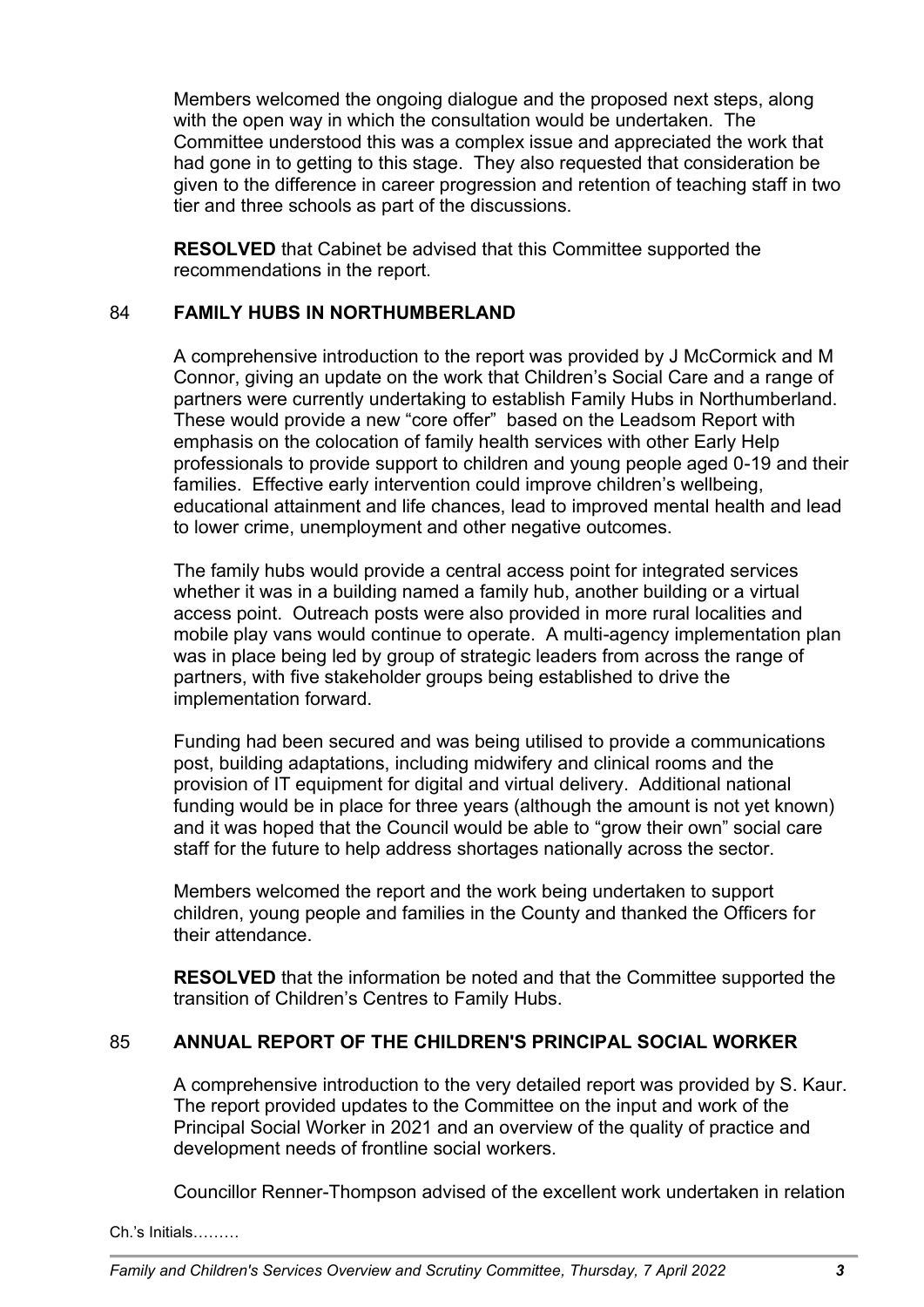Members welcomed the ongoing dialogue and the proposed next steps, along with the open way in which the consultation would be undertaken. The Committee understood this was a complex issue and appreciated the work that had gone in to getting to this stage. They also requested that consideration be given to the difference in career progression and retention of teaching staff in two tier and three schools as part of the discussions.

**RESOLVED** that Cabinet be advised that this Committee supported the recommendations in the report.

## 84 FAMILY HUBS IN NORTHUMBERLAND

A comprehensive introduction to the report was provided by J McCormick and M Connor, giving an update on the work that Children's Social Care and a range of partners were currently undertaking to establish Family Hubs in Northumberland. These would provide a new "core offer" based on the Leadsom Report with emphasis on the colocation of family health services with other Early Help professionals to provide support to children and young people aged 0-19 and their families. Effective early intervention could improve children's wellbeing, educational attainment and life chances, lead to improved mental health and lead to lower crime, unemployment and other negative outcomes.

The family hubs would provide a central access point for integrated services whether it was in a building named a family hub, another building or a virtual access point. Outreach posts were also provided in more rural localities and mobile play vans would continue to operate. A multi-agency implementation plan was in place being led by group of strategic leaders from across the range of partners, with five stakeholder groups being established to drive the implementation forward.

Funding had been secured and was being utilised to provide a communications post, building adaptations, including midwifery and clinical rooms and the provision of IT equipment for digital and virtual delivery. Additional national funding would be in place for three years (although the amount is not yet known) and it was hoped that the Council would be able to "grow their own" social care staff for the future to help address shortages nationally across the sector.

Members welcomed the report and the work being undertaken to support children, young people and families in the County and thanked the Officers for their attendance.

**RESOLVED** that the information be noted and that the Committee supported the transition of Children's Centres to Family Hubs.

## 85 ANNUAL REPORT OF THE CHILDREN'S PRINCIPAL SOCIAL WORKER

A comprehensive introduction to the very detailed report was provided by S. Kaur. The report provided updates to the Committee on the input and work of the Principal Social Worker in 2021 and an overview of the quality of practice and development needs of frontline social workers.

Councillor Renner-Thompson advised of the excellent work undertaken in relation

Ch.'s Initials………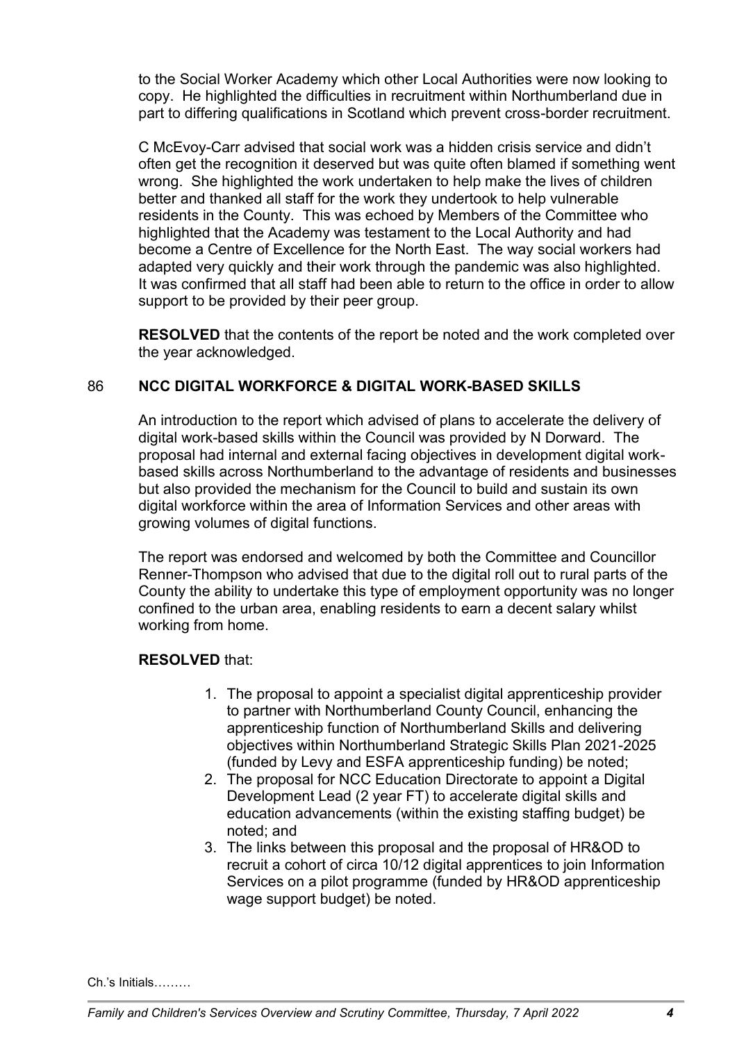to the Social Worker Academy which other Local Authorities were now looking to copy. He highlighted the difficulties in recruitment within Northumberland due in part to differing qualifications in Scotland which prevent cross-border recruitment.

C McEvoy-Carr advised that social work was a hidden crisis service and didn't often get the recognition it deserved but was quite often blamed if something went wrong. She highlighted the work undertaken to help make the lives of children better and thanked all staff for the work they undertook to help vulnerable residents in the County. This was echoed by Members of the Committee who highlighted that the Academy was testament to the Local Authority and had become a Centre of Excellence for the North East. The way social workers had adapted very quickly and their work through the pandemic was also highlighted. It was confirmed that all staff had been able to return to the office in order to allow support to be provided by their peer group.

**RESOLVED** that the contents of the report be noted and the work completed over the year acknowledged.

## 86 NCC DIGITAL WORKFORCE & DIGITAL WORK-BASED SKILLS

An introduction to the report which advised of plans to accelerate the delivery of digital work-based skills within the Council was provided by N Dorward. The proposal had internal and external facing objectives in development digital work-based skills across Northumberland to the advantage of residents and businesses but also provided the mechanism for the Council to build and sustain its own digital workforce within the area of Information Services and other areas with growing volumes of digital functions.

The report was endorsed and welcomed by both the Committee and Councillor Renner-Thompson who advised that due to the digital roll out to rural parts of the County the ability to undertake this type of employment opportunity was no longer confined to the urban area, enabling residents to earn a decent salary whilst working from home.

**RESOLVED** that:

1. The proposal to appoint a specialist digital apprenticeship provider to partner with Northumberland County Council, enhancing the apprenticeship function of Northumberland Skills and delivering objectives within Northumberland Strategic Skills Plan 2021-2025 (funded by Levy and ESFA apprenticeship funding) be noted;
2. The proposal for NCC Education Directorate to appoint a Digital Development Lead (2 year FT) to accelerate digital skills and education advancements (within the existing staffing budget) be noted; and
3. The links between this proposal and the proposal of HR&OD to recruit a cohort of circa 10/12 digital apprentices to join Information Services on a pilot programme (funded by HR&OD apprenticeship wage support budget) be noted.

Ch.'s Initials………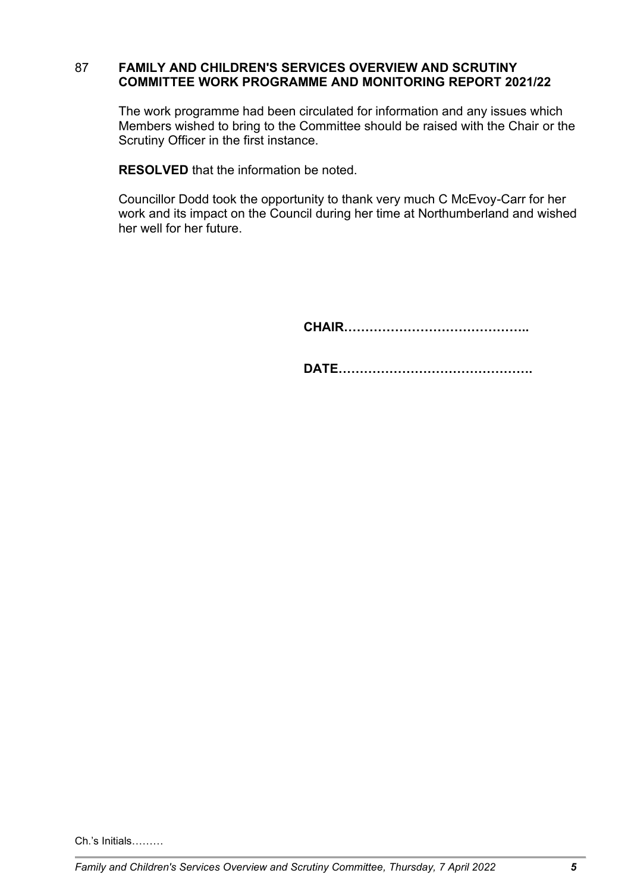### 87 FAMILY AND CHILDREN'S SERVICES OVERVIEW AND SCRUTINY COMMITTEE WORK PROGRAMME AND MONITORING REPORT 2021/22

The work programme had been circulated for information and any issues which Members wished to bring to the Committee should be raised with the Chair or the Scrutiny Officer in the first instance.

**RESOLVED** that the information be noted.

Councillor Dodd took the opportunity to thank very much C McEvoy-Carr for her work and its impact on the Council during her time at Northumberland and wished her well for her future.

**CHAIR……………………………………..**

**DATE……………………………………….**

Ch.'s Initials………